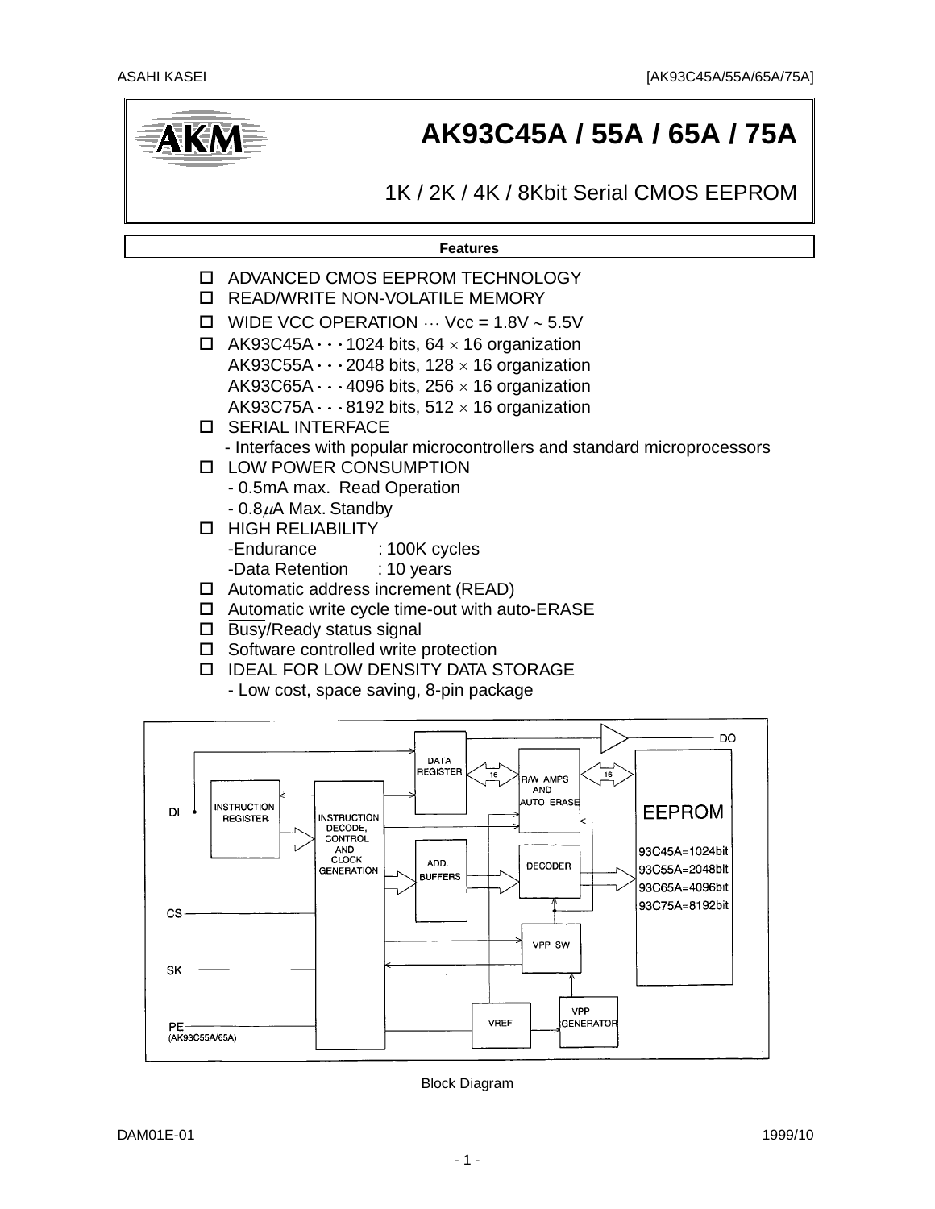# AK93C45A / 55A / 65A / 75A

1K / 2K / 4K / 8Kbit Serial CMOS EEPROM

## Features

- ADVANCED CMOS EEPROM TECHNOLOGY
- READ/WRITE NON-VOLATILE MEMORY
- WIDE VCC OPERATION ⋯ Vcc = 1.8V ~ 5.5V
- AK93C45A ・・・1024 bits, 64 × 16 organization
  AK93C55A ・・・2048 bits, 128 × 16 organization
  AK93C65A ・・・4096 bits, 256 × 16 organization
  AK93C75A ・・・8192 bits, 512 × 16 organization
- SERIAL INTERFACE
  - Interfaces with popular microcontrollers and standard microprocessors
- LOW POWER CONSUMPTION
  - 0.5mA max. Read Operation
  - 0.8μA Max. Standby
- HIGH RELIABILITY
  - Endurance : 100K cycles
  - Data Retention : 10 years
- Automatic address increment (READ)
- Automatic write cycle time-out with auto-ERASE
- Busy/Ready status signal
- Software controlled write protection
- IDEAL FOR LOW DENSITY DATA STORAGE
  - Low cost, space saving, 8-pin package

Block Diagram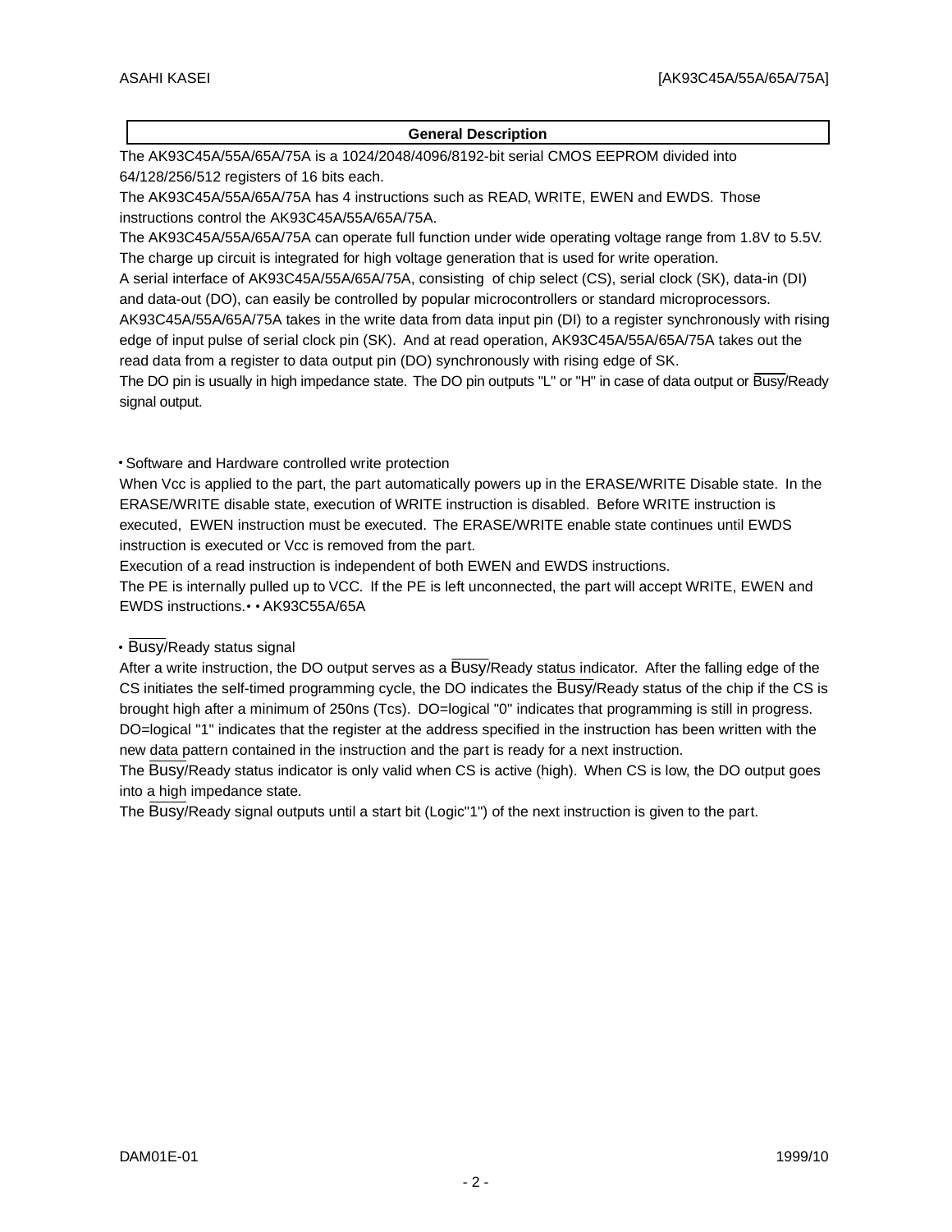## General Description

The AK93C45A/55A/65A/75A is a 1024/2048/4096/8192-bit serial CMOS EEPROM divided into 64/128/256/512 registers of 16 bits each.

The AK93C45A/55A/65A/75A has 4 instructions such as READ, WRITE, EWEN and EWDS. Those instructions control the AK93C45A/55A/65A/75A.

The AK93C45A/55A/65A/75A can operate full function under wide operating voltage range from 1.8V to 5.5V. The charge up circuit is integrated for high voltage generation that is used for write operation.

A serial interface of AK93C45A/55A/65A/75A, consisting of chip select (CS), serial clock (SK), data-in (DI) and data-out (DO), can easily be controlled by popular microcontrollers or standard microprocessors.

AK93C45A/55A/65A/75A takes in the write data from data input pin (DI) to a register synchronously with rising edge of input pulse of serial clock pin (SK). And at read operation, AK93C45A/55A/65A/75A takes out the read data from a register to data output pin (DO) synchronously with rising edge of SK.

The DO pin is usually in high impedance state. The DO pin outputs "L" or "H" in case of data output or $\overline{\text{Busy}}$/Ready signal output.

- Software and Hardware controlled write protection

When Vcc is applied to the part, the part automatically powers up in the ERASE/WRITE Disable state. In the ERASE/WRITE disable state, execution of WRITE instruction is disabled. Before WRITE instruction is executed, EWEN instruction must be executed. The ERASE/WRITE enable state continues until EWDS instruction is executed or Vcc is removed from the part.

Execution of a read instruction is independent of both EWEN and EWDS instructions.

The PE is internally pulled up to VCC. If the PE is left unconnected, the part will accept WRITE, EWEN and EWDS instructions.• • AK93C55A/65A

- $\overline{\text{Busy}}$/Ready status signal

After a write instruction, the DO output serves as a $\overline{\text{Busy}}$/Ready status indicator. After the falling edge of the CS initiates the self-timed programming cycle, the DO indicates the $\overline{\text{Busy}}$/Ready status of the chip if the CS is brought high after a minimum of 250ns (Tcs). DO=logical "0" indicates that programming is still in progress. DO=logical "1" indicates that the register at the address specified in the instruction has been written with the new data pattern contained in the instruction and the part is ready for a next instruction.

The $\overline{\text{Busy}}$/Ready status indicator is only valid when CS is active (high). When CS is low, the DO output goes into a high impedance state.

The $\overline{\text{Busy}}$/Ready signal outputs until a start bit (Logic"1") of the next instruction is given to the part.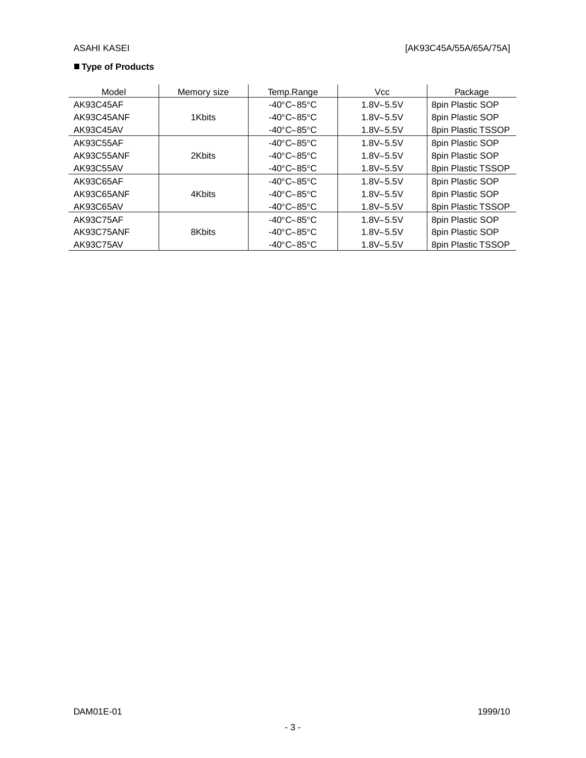## ■ Type of Products

| Model | Memory size | Temp.Range | Vcc | Package |
|---|---|---|---|---|
| AK93C45AF | | -40°C~85°C | 1.8V~5.5V | 8pin Plastic SOP |
| AK93C45ANF | 1Kbits | -40°C~85°C | 1.8V~5.5V | 8pin Plastic SOP |
| AK93C45AV | | -40°C~85°C | 1.8V~5.5V | 8pin Plastic TSSOP |
| AK93C55AF | | -40°C~85°C | 1.8V~5.5V | 8pin Plastic SOP |
| AK93C55ANF | 2Kbits | -40°C~85°C | 1.8V~5.5V | 8pin Plastic SOP |
| AK93C55AV | | -40°C~85°C | 1.8V~5.5V | 8pin Plastic TSSOP |
| AK93C65AF | | -40°C~85°C | 1.8V~5.5V | 8pin Plastic SOP |
| AK93C65ANF | 4Kbits | -40°C~85°C | 1.8V~5.5V | 8pin Plastic SOP |
| AK93C65AV | | -40°C~85°C | 1.8V~5.5V | 8pin Plastic TSSOP |
| AK93C75AF | | -40°C~85°C | 1.8V~5.5V | 8pin Plastic SOP |
| AK93C75ANF | 8Kbits | -40°C~85°C | 1.8V~5.5V | 8pin Plastic SOP |
| AK93C75AV | | -40°C~85°C | 1.8V~5.5V | 8pin Plastic TSSOP |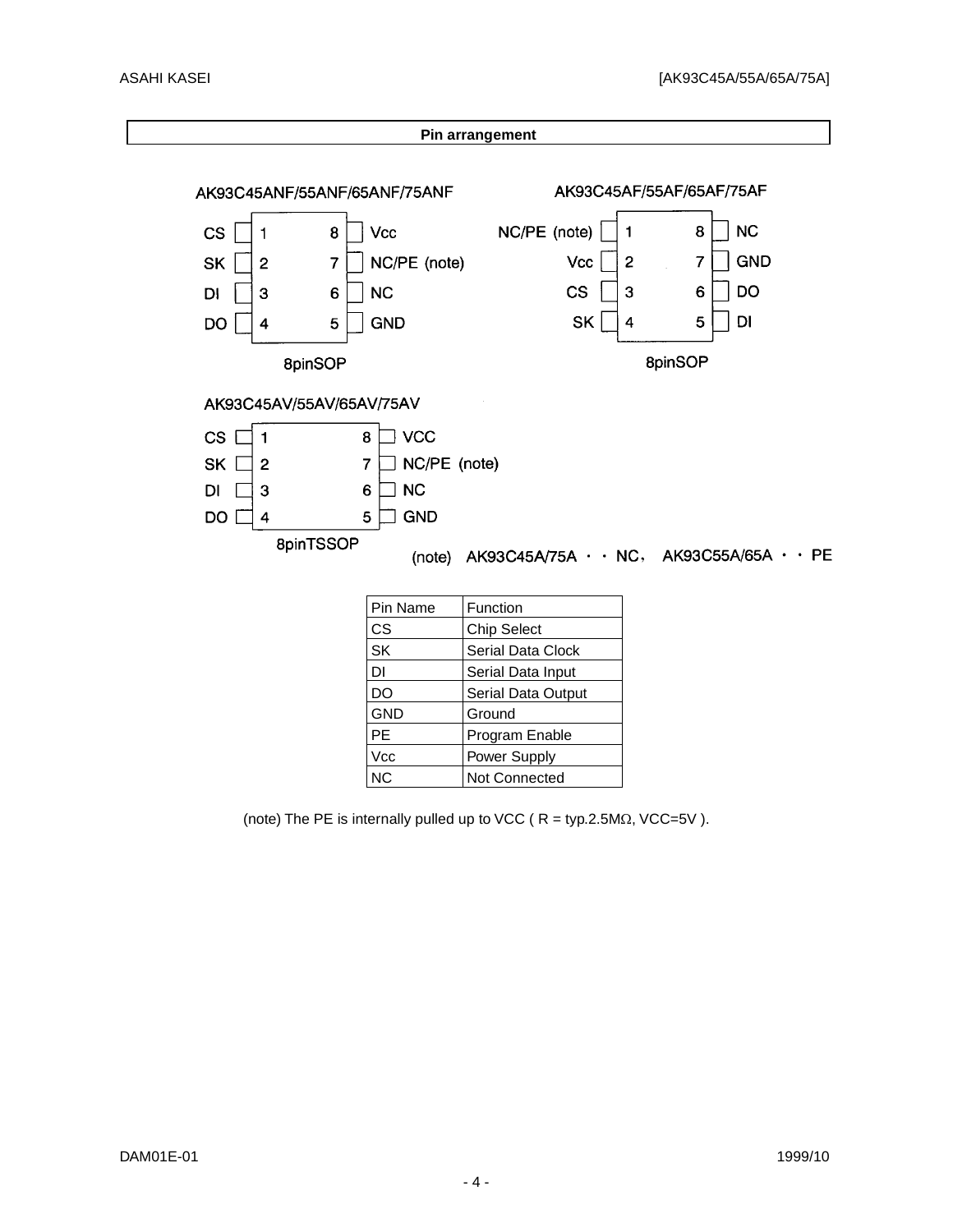## Pin arrangement

**AK93C45ANF/55ANF/65ANF/75ANF** (8pinSOP)

| Pin | Name | Pin | Name |
|---|---|---|---|
| 1 | CS | 8 | Vcc |
| 2 | SK | 7 | NC/PE (note) |
| 3 | DI | 6 | NC |
| 4 | DO | 5 | GND |

**AK93C45AF/55AF/65AF/75AF** (8pinSOP)

| Pin | Name | Pin | Name |
|---|---|---|---|
| 1 | NC/PE (note) | 8 | NC |
| 2 | Vcc | 7 | GND |
| 3 | CS | 6 | DO |
| 4 | SK | 5 | DI |

**AK93C45AV/55AV/65AV/75AV** (8pinTSSOP)

| Pin | Name | Pin | Name |
|---|---|---|---|
| 1 | CS | 8 | VCC |
| 2 | SK | 7 | NC/PE (note) |
| 3 | DI | 6 | NC |
| 4 | DO | 5 | GND |

(note) AK93C45A/75A ・・ NC， AK93C55A/65A ・・ PE

| Pin Name | Function |
|---|---|
| CS | Chip Select |
| SK | Serial Data Clock |
| DI | Serial Data Input |
| DO | Serial Data Output |
| GND | Ground |
| PE | Program Enable |
| Vcc | Power Supply |
| NC | Not Connected |

(note) The PE is internally pulled up to VCC ( R = typ.2.5MΩ, VCC=5V ).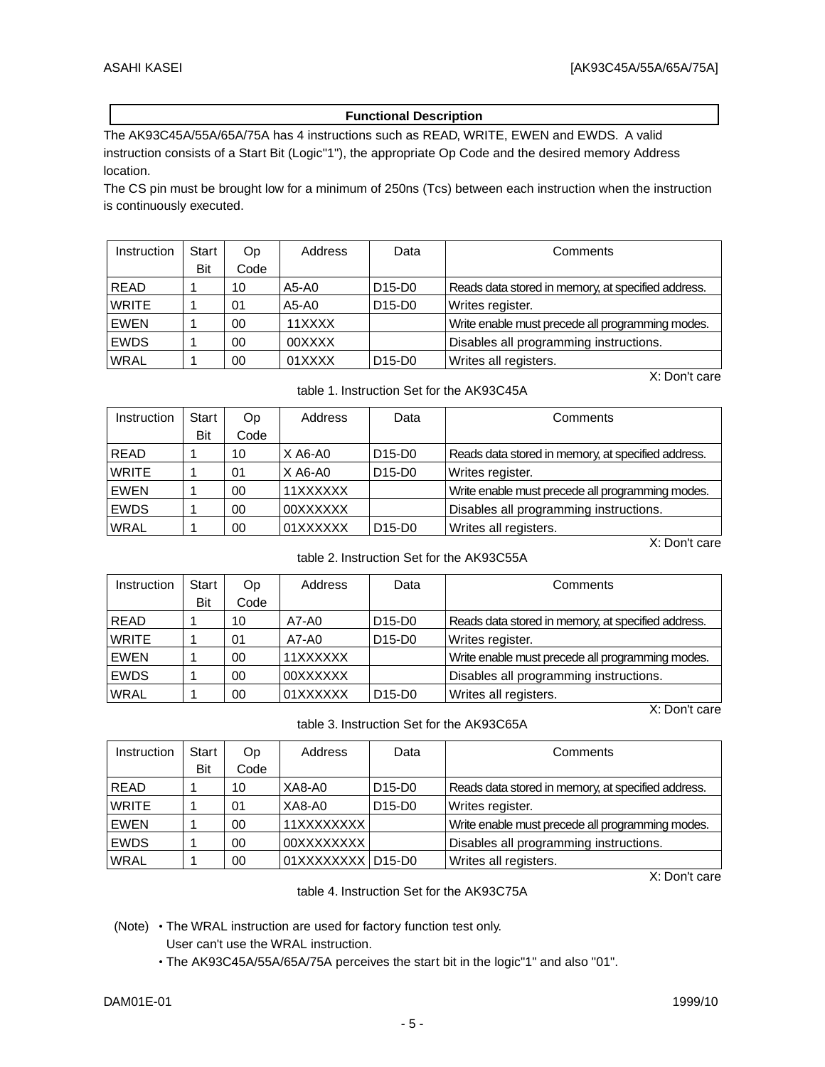## Functional Description

The AK93C45A/55A/65A/75A has 4 instructions such as READ, WRITE, EWEN and EWDS. A valid instruction consists of a Start Bit (Logic"1"), the appropriate Op Code and the desired memory Address location.

The CS pin must be brought low for a minimum of 250ns (Tcs) between each instruction when the instruction is continuously executed.

| Instruction | Start Bit | Op Code | Address | Data | Comments |
|---|---|---|---|---|---|
| READ | 1 | 10 | A5-A0 | D15-D0 | Reads data stored in memory, at specified address. |
| WRITE | 1 | 01 | A5-A0 | D15-D0 | Writes register. |
| EWEN | 1 | 00 | 11XXXX | | Write enable must precede all programming modes. |
| EWDS | 1 | 00 | 00XXXX | | Disables all programming instructions. |
| WRAL | 1 | 00 | 01XXXX | D15-D0 | Writes all registers. |

X: Don't care

table 1. Instruction Set for the AK93C45A

| Instruction | Start Bit | Op Code | Address | Data | Comments |
|---|---|---|---|---|---|
| READ | 1 | 10 | X A6-A0 | D15-D0 | Reads data stored in memory, at specified address. |
| WRITE | 1 | 01 | X A6-A0 | D15-D0 | Writes register. |
| EWEN | 1 | 00 | 11XXXXXX | | Write enable must precede all programming modes. |
| EWDS | 1 | 00 | 00XXXXXX | | Disables all programming instructions. |
| WRAL | 1 | 00 | 01XXXXXX | D15-D0 | Writes all registers. |

X: Don't care

table 2. Instruction Set for the AK93C55A

| Instruction | Start Bit | Op Code | Address | Data | Comments |
|---|---|---|---|---|---|
| READ | 1 | 10 | A7-A0 | D15-D0 | Reads data stored in memory, at specified address. |
| WRITE | 1 | 01 | A7-A0 | D15-D0 | Writes register. |
| EWEN | 1 | 00 | 11XXXXXX | | Write enable must precede all programming modes. |
| EWDS | 1 | 00 | 00XXXXXX | | Disables all programming instructions. |
| WRAL | 1 | 00 | 01XXXXXX | D15-D0 | Writes all registers. |

X: Don't care

table 3. Instruction Set for the AK93C65A

| Instruction | Start Bit | Op Code | Address | Data | Comments |
|---|---|---|---|---|---|
| READ | 1 | 10 | XA8-A0 | D15-D0 | Reads data stored in memory, at specified address. |
| WRITE | 1 | 01 | XA8-A0 | D15-D0 | Writes register. |
| EWEN | 1 | 00 | 11XXXXXXXX | | Write enable must precede all programming modes. |
| EWDS | 1 | 00 | 00XXXXXXXX | | Disables all programming instructions. |
| WRAL | 1 | 00 | 01XXXXXXXX | D15-D0 | Writes all registers. |

X: Don't care

table 4. Instruction Set for the AK93C75A

(Note)
- The WRAL instruction are used for factory function test only. User can't use the WRAL instruction.
- The AK93C45A/55A/65A/75A perceives the start bit in the logic"1" and also "01".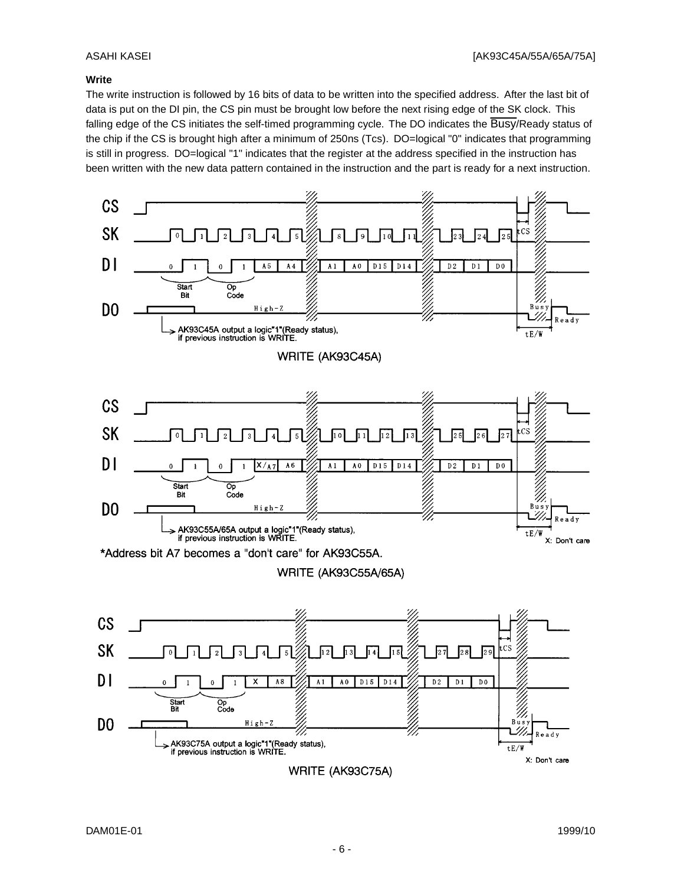### Write

The write instruction is followed by 16 bits of data to be written into the specified address. After the last bit of data is put on the DI pin, the CS pin must be brought low before the next rising edge of the SK clock. This falling edge of the CS initiates the self-timed programming cycle. The DO indicates the $\overline{\text{Busy}}$/Ready status of the chip if the CS is brought high after a minimum of 250ns (Tcs). DO=logical "0" indicates that programming is still in progress. DO=logical "1" indicates that the register at the address specified in the instruction has been written with the new data pattern contained in the instruction and the part is ready for a next instruction.

AK93C45A output a logic"1"(Ready status), if previous instruction is WRITE.

WRITE (AK93C45A)

AK93C55A/65A output a logic"1"(Ready status), if previous instruction is WRITE.

X: Don't care

*Address bit A7 becomes a "don't care" for AK93C55A.

WRITE (AK93C55A/65A)

AK93C75A output a logic"1"(Ready status), if previous instruction is WRITE.

X: Don't care

WRITE (AK93C75A)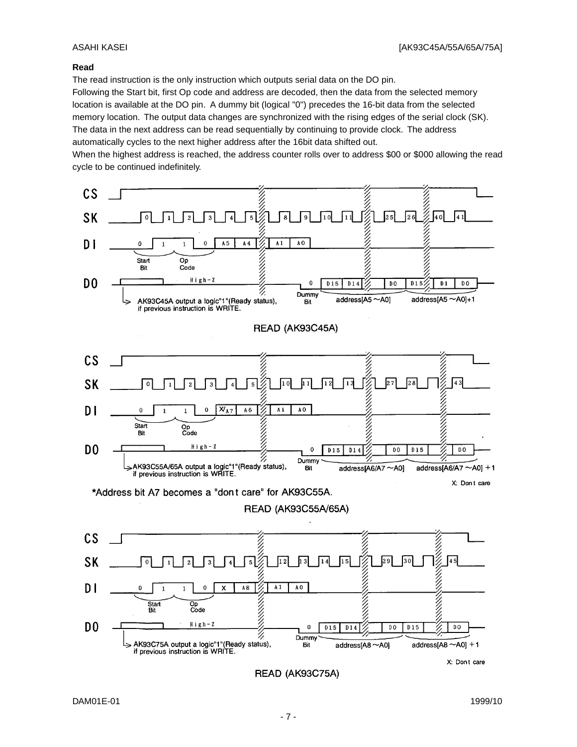**Read**

The read instruction is the only instruction which outputs serial data on the DO pin.
Following the Start bit, first Op code and address are decoded, then the data from the selected memory location is available at the DO pin. A dummy bit (logical "0") precedes the 16-bit data from the selected memory location. The output data changes are synchronized with the rising edges of the serial clock (SK).
The data in the next address can be read sequentially by continuing to provide clock. The address automatically cycles to the next higher address after the 16bit data shifted out.
When the highest address is reached, the address counter rolls over to address $00 or $000 allowing the read cycle to be continued indefinitely.

AK93C45A output a logic"1"(Ready status), if previous instruction is WRITE.

READ (AK93C45A)

AK93C55A/65A output a logic"1"(Ready status), if previous instruction is WRITE.

X: Don t care

*Address bit A7 becomes a "don t care" for AK93C55A.

READ (AK93C55A/65A)

AK93C75A output a logic"1"(Ready status), if previous instruction is WRITE.

X: Don t care

READ (AK93C75A)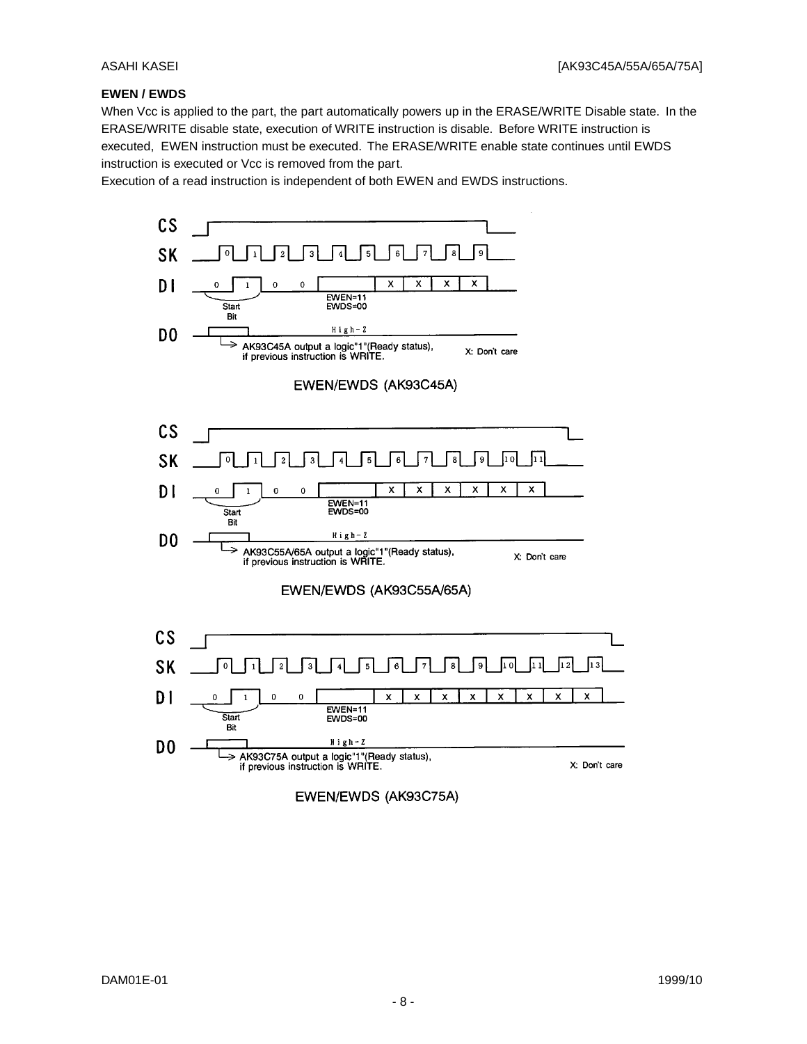**EWEN / EWDS**

When Vcc is applied to the part, the part automatically powers up in the ERASE/WRITE Disable state. In the ERASE/WRITE disable state, execution of WRITE instruction is disable. Before WRITE instruction is executed, EWEN instruction must be executed. The ERASE/WRITE enable state continues until EWDS instruction is executed or Vcc is removed from the part.

Execution of a read instruction is independent of both EWEN and EWDS instructions.

CS
SK 0 1 2 3 4 5 6 7 8 9
DI 0 1 0 0 | EWEN=11 EWDS=00 | X X X X
Start Bit
DO High-Z
AK93C45A output a logic"1"(Ready status), if previous instruction is WRITE.
X: Don't care

EWEN/EWDS (AK93C45A)

CS
SK 0 1 2 3 4 5 6 7 8 9 10 11
DI 0 1 0 0 | EWEN=11 EWDS=00 | X X X X X X
Start Bit
DO High-Z
AK93C55A/65A output a logic"1"(Ready status), if previous instruction is WRITE.
X: Don't care

EWEN/EWDS (AK93C55A/65A)

CS
SK 0 1 2 3 4 5 6 7 8 9 10 11 12 13
DI 0 1 0 0 | EWEN=11 EWDS=00 | X X X X X X X X
Start Bit
DO High-Z
AK93C75A output a logic"1"(Ready status), if previous instruction is WRITE.
X: Don't care

EWEN/EWDS (AK93C75A)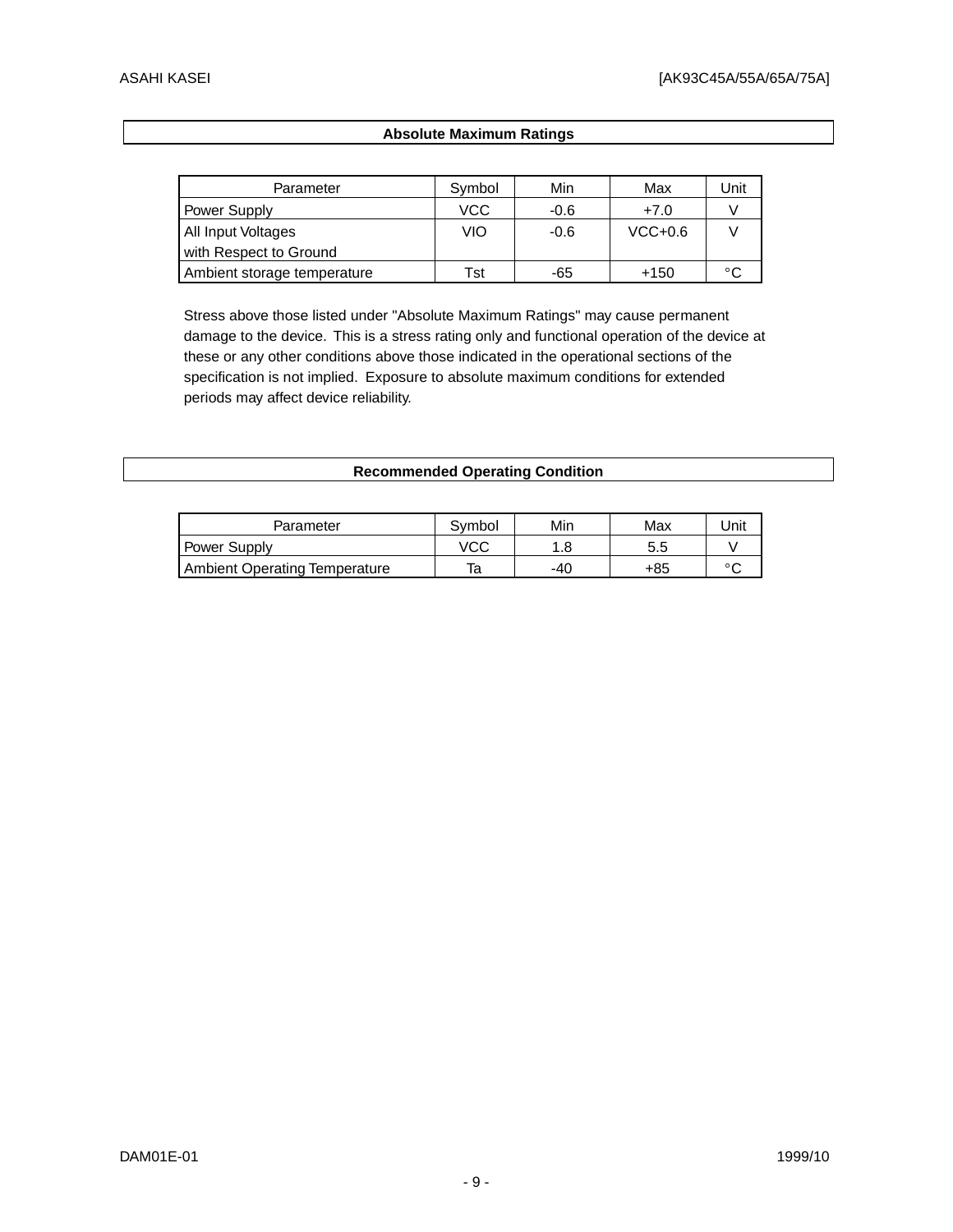## Absolute Maximum Ratings

| Parameter | Symbol | Min | Max | Unit |
|---|---|---|---|---|
| Power Supply | VCC | -0.6 | +7.0 | V |
| All Input Voltages with Respect to Ground | VIO | -0.6 | VCC+0.6 | V |
| Ambient storage temperature | Tst | -65 | +150 | °C |

Stress above those listed under "Absolute Maximum Ratings" may cause permanent damage to the device. This is a stress rating only and functional operation of the device at these or any other conditions above those indicated in the operational sections of the specification is not implied. Exposure to absolute maximum conditions for extended periods may affect device reliability.

## Recommended Operating Condition

| Parameter | Symbol | Min | Max | Unit |
|---|---|---|---|---|
| Power Supply | VCC | 1.8 | 5.5 | V |
| Ambient Operating Temperature | Ta | -40 | +85 | °C |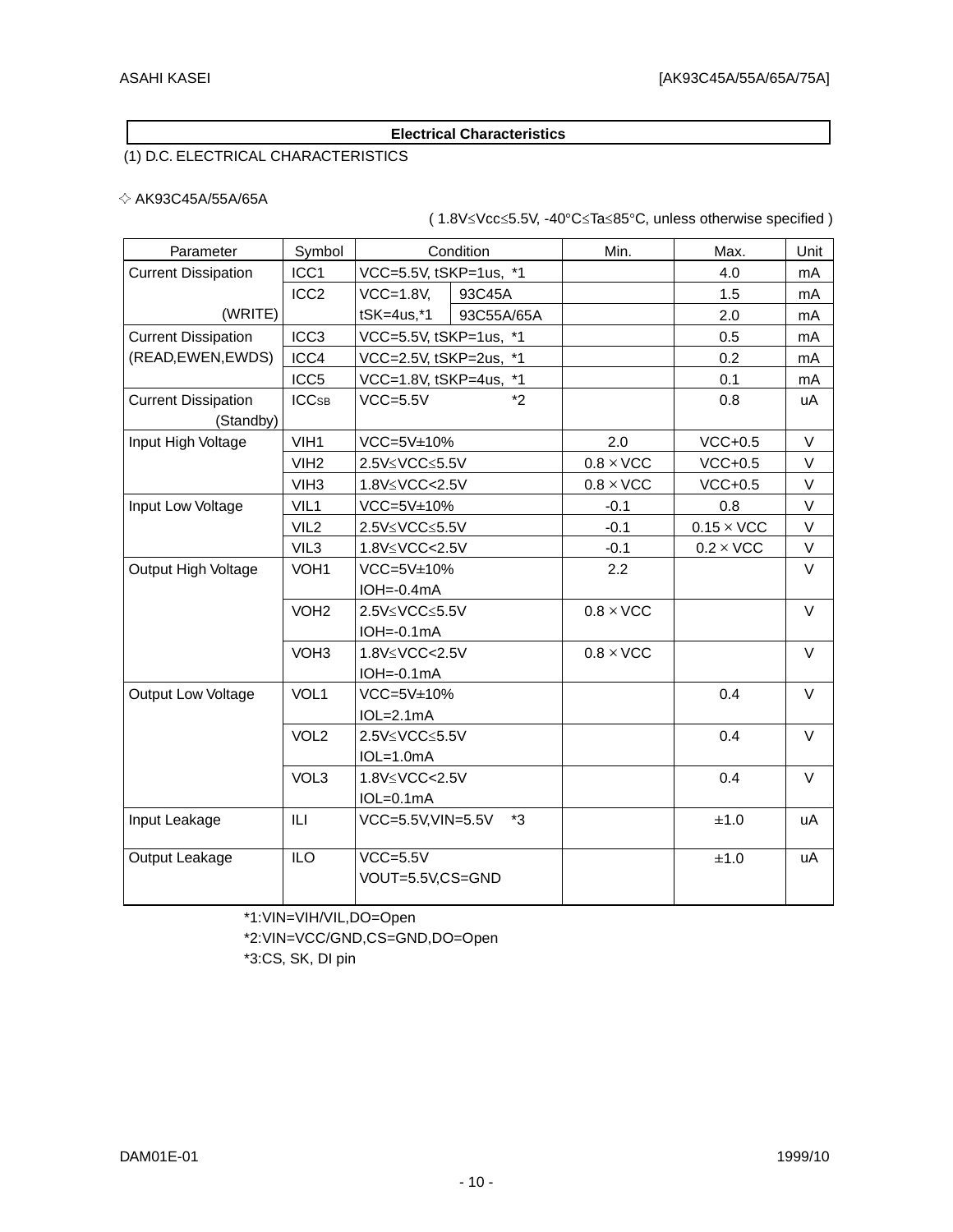## Electrical Characteristics

(1) D.C. ELECTRICAL CHARACTERISTICS

◇ AK93C45A/55A/65A

( 1.8V≤Vcc≤5.5V, -40°C≤Ta≤85°C, unless otherwise specified )

| Parameter | Symbol | Condition | | Min. | Max. | Unit |
|---|---|---|---|---|---|---|
| Current Dissipation (WRITE) | ICC1 | VCC=5.5V, tSKP=1us, *1 | | | 4.0 | mA |
| | ICC2 | VCC=1.8V, tSK=4us,*1 | 93C45A | | 1.5 | mA |
| | | | 93C55A/65A | | 2.0 | mA |
| Current Dissipation (READ,EWEN,EWDS) | ICC3 | VCC=5.5V, tSKP=1us, *1 | | | 0.5 | mA |
| | ICC4 | VCC=2.5V, tSKP=2us, *1 | | | 0.2 | mA |
| | ICC5 | VCC=1.8V, tSKP=4us, *1 | | | 0.1 | mA |
| Current Dissipation (Standby) | ICCSB | VCC=5.5V *2 | | | 0.8 | uA |
| Input High Voltage | VIH1 | VCC=5V±10% | | 2.0 | VCC+0.5 | V |
| | VIH2 | 2.5V≤VCC≤5.5V | | 0.8 × VCC | VCC+0.5 | V |
| | VIH3 | 1.8V≤VCC<2.5V | | 0.8 × VCC | VCC+0.5 | V |
| Input Low Voltage | VIL1 | VCC=5V±10% | | -0.1 | 0.8 | V |
| | VIL2 | 2.5V≤VCC≤5.5V | | -0.1 | 0.15 × VCC | V |
| | VIL3 | 1.8V≤VCC<2.5V | | -0.1 | 0.2 × VCC | V |
| Output High Voltage | VOH1 | VCC=5V±10% IOH=-0.4mA | | 2.2 | | V |
| | VOH2 | 2.5V≤VCC≤5.5V IOH=-0.1mA | | 0.8 × VCC | | V |
| | VOH3 | 1.8V≤VCC<2.5V IOH=-0.1mA | | 0.8 × VCC | | V |
| Output Low Voltage | VOL1 | VCC=5V±10% IOL=2.1mA | | | 0.4 | V |
| | VOL2 | 2.5V≤VCC≤5.5V IOL=1.0mA | | | 0.4 | V |
| | VOL3 | 1.8V≤VCC<2.5V IOL=0.1mA | | | 0.4 | V |
| Input Leakage | ILI | VCC=5.5V,VIN=5.5V *3 | | | ±1.0 | uA |
| Output Leakage | ILO | VCC=5.5V VOUT=5.5V,CS=GND | | | ±1.0 | uA |

*1:VIN=VIH/VIL,DO=Open
*2:VIN=VCC/GND,CS=GND,DO=Open
*3:CS, SK, DI pin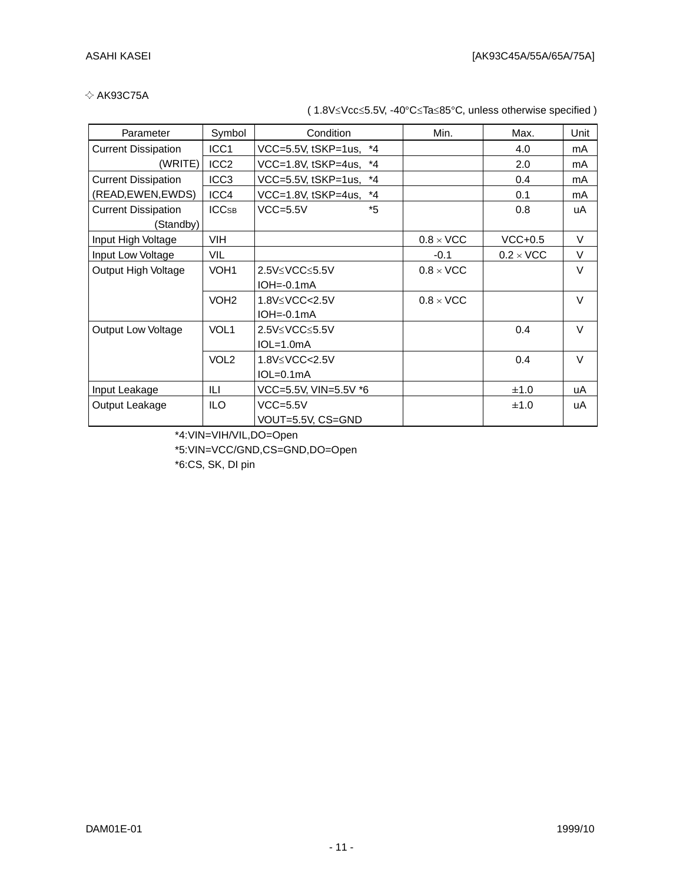◇ AK93C75A

( 1.8V≤Vcc≤5.5V, -40°C≤Ta≤85°C, unless otherwise specified )

| Parameter | Symbol | Condition | Min. | Max. | Unit |
|---|---|---|---|---|---|
| Current Dissipation (WRITE) | ICC1 | VCC=5.5V, tSKP=1us, *4 | | 4.0 | mA |
| | ICC2 | VCC=1.8V, tSKP=4us, *4 | | 2.0 | mA |
| Current Dissipation (READ,EWEN,EWDS) | ICC3 | VCC=5.5V, tSKP=1us, *4 | | 0.4 | mA |
| | ICC4 | VCC=1.8V, tSKP=4us, *4 | | 0.1 | mA |
| Current Dissipation (Standby) | $ICC_{SB}$ | VCC=5.5V *5 | | 0.8 | uA |
| Input High Voltage | VIH | | 0.8 × VCC | VCC+0.5 | V |
| Input Low Voltage | VIL | | -0.1 | 0.2 × VCC | V |
| Output High Voltage | VOH1 | 2.5V≤VCC≤5.5V IOH=-0.1mA | 0.8 × VCC | | V |
| | VOH2 | 1.8V≤VCC<2.5V IOH=-0.1mA | 0.8 × VCC | | V |
| Output Low Voltage | VOL1 | 2.5V≤VCC≤5.5V IOL=1.0mA | | 0.4 | V |
| | VOL2 | 1.8V≤VCC<2.5V IOL=0.1mA | | 0.4 | V |
| Input Leakage | ILI | VCC=5.5V, VIN=5.5V *6 | | ±1.0 | uA |
| Output Leakage | ILO | VCC=5.5V VOUT=5.5V, CS=GND | | ±1.0 | uA |

*4:VIN=VIH/VIL,DO=Open

*5:VIN=VCC/GND,CS=GND,DO=Open

*6:CS, SK, DI pin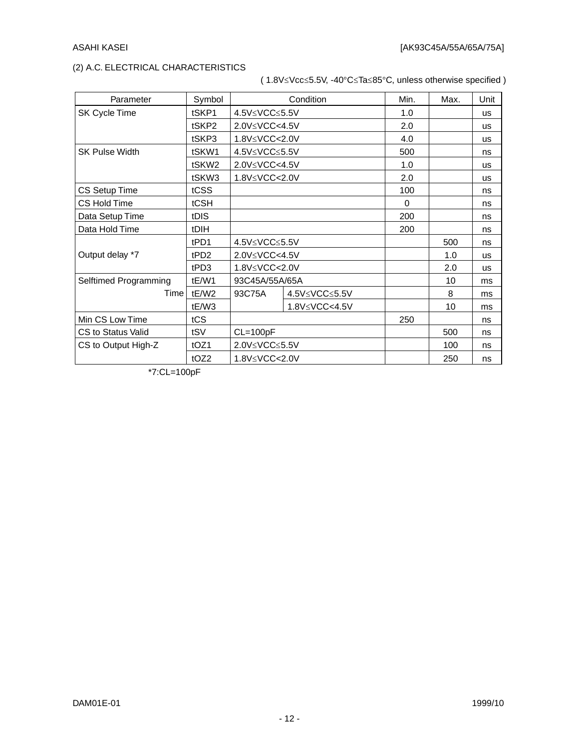(2) A.C. ELECTRICAL CHARACTERISTICS

( 1.8V≤Vcc≤5.5V, -40°C≤Ta≤85°C, unless otherwise specified )

| Parameter | Symbol | Condition | | Min. | Max. | Unit |
|---|---|---|---|---|---|---|
| SK Cycle Time | tSKP1 | 4.5V≤VCC≤5.5V | | 1.0 | | us |
| | tSKP2 | 2.0V≤VCC<4.5V | | 2.0 | | us |
| | tSKP3 | 1.8V≤VCC<2.0V | | 4.0 | | us |
| SK Pulse Width | tSKW1 | 4.5V≤VCC≤5.5V | | 500 | | ns |
| | tSKW2 | 2.0V≤VCC<4.5V | | 1.0 | | us |
| | tSKW3 | 1.8V≤VCC<2.0V | | 2.0 | | us |
| CS Setup Time | tCSS | | | 100 | | ns |
| CS Hold Time | tCSH | | | 0 | | ns |
| Data Setup Time | tDIS | | | 200 | | ns |
| Data Hold Time | tDIH | | | 200 | | ns |
| Output delay *7 | tPD1 | 4.5V≤VCC≤5.5V | | | 500 | ns |
| | tPD2 | 2.0V≤VCC<4.5V | | | 1.0 | us |
| | tPD3 | 1.8V≤VCC<2.0V | | | 2.0 | us |
| Selftimed Programming Time | tE/W1 | 93C45A/55A/65A | | | 10 | ms |
| | tE/W2 | 93C75A | 4.5V≤VCC≤5.5V | | 8 | ms |
| | tE/W3 | | 1.8V≤VCC<4.5V | | 10 | ms |
| Min CS Low Time | tCS | | | 250 | | ns |
| CS to Status Valid | tSV | CL=100pF | | | 500 | ns |
| CS to Output High-Z | tOZ1 | 2.0V≤VCC≤5.5V | | | 100 | ns |
| | tOZ2 | 1.8V≤VCC<2.0V | | | 250 | ns |

*7:CL=100pF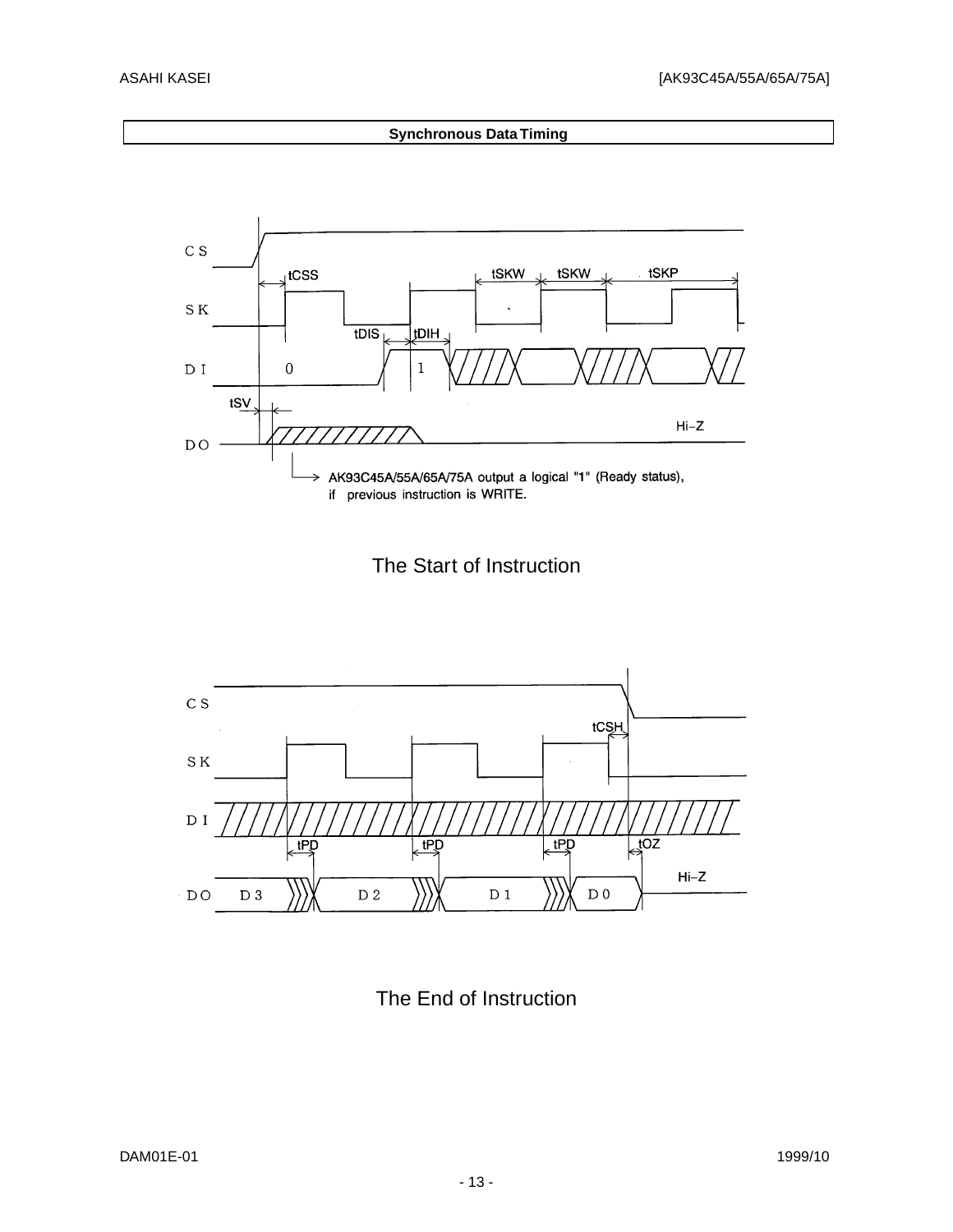## Synchronous Data Timing

CS

SK

DI

DO

tCSS

tSKW

tSKW

tSKP

tDIS

tDIH

0

1

tSV

Hi-Z

AK93C45A/55A/65A/75A output a logical "1" (Ready status), if previous instruction is WRITE.

The Start of Instruction

CS

SK

DI

DO

tCSH

tPD

tPD

tPD

tOZ

D3

D2

D1

D0

Hi-Z

The End of Instruction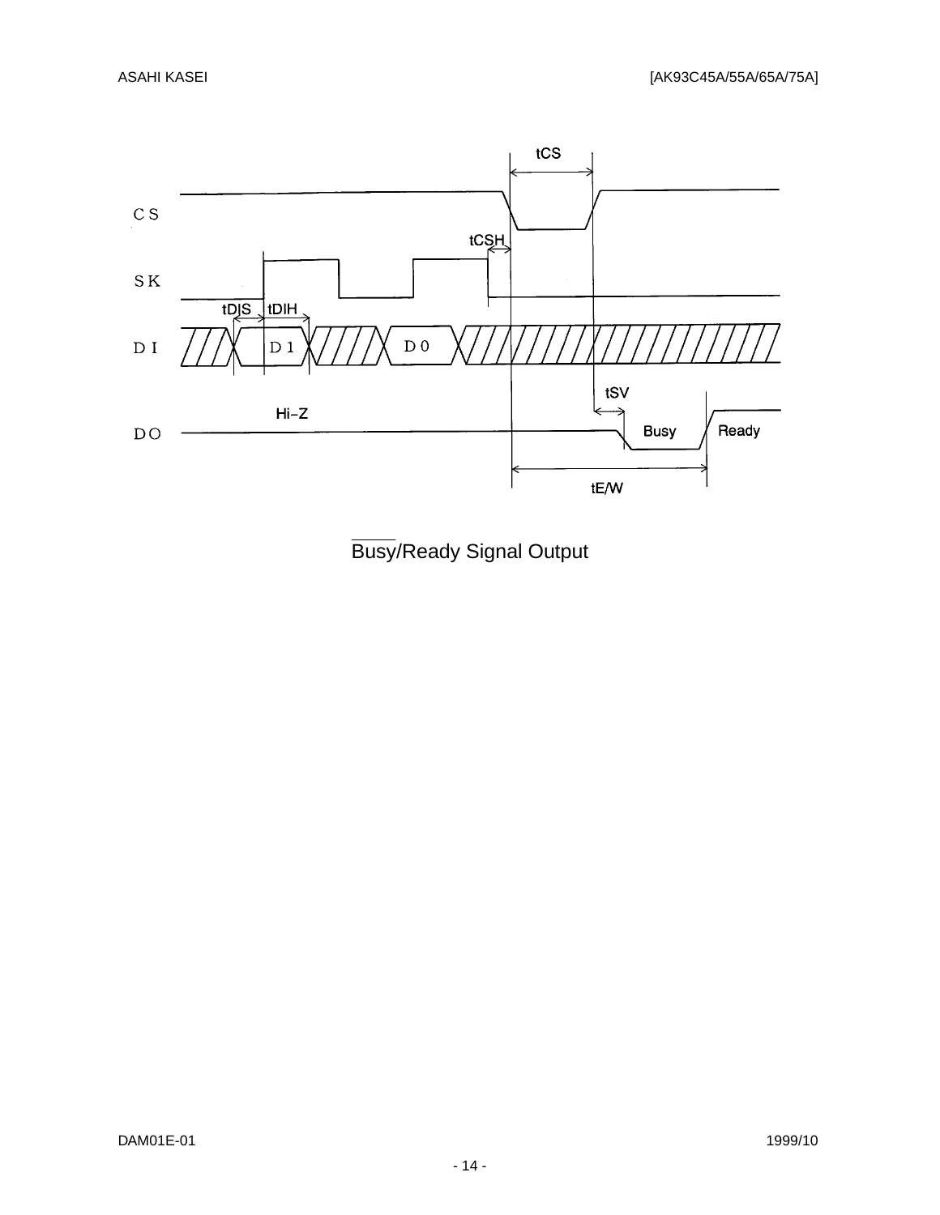CS

SK

DI

DO

tCS

tCSH

tDIS

tDIH

D1

D0

tSV

Hi-Z

Busy

Ready

tE/W

$\overline{\text{Busy}}$/Ready Signal Output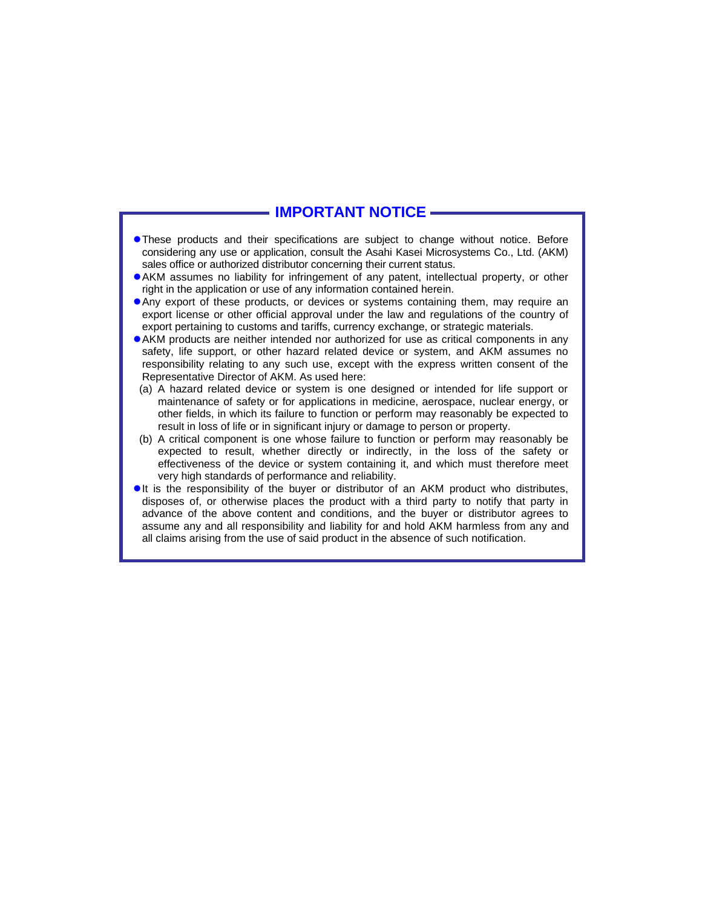## IMPORTANT NOTICE

- These products and their specifications are subject to change without notice. Before considering any use or application, consult the Asahi Kasei Microsystems Co., Ltd. (AKM) sales office or authorized distributor concerning their current status.
- AKM assumes no liability for infringement of any patent, intellectual property, or other right in the application or use of any information contained herein.
- Any export of these products, or devices or systems containing them, may require an export license or other official approval under the law and regulations of the country of export pertaining to customs and tariffs, currency exchange, or strategic materials.
- AKM products are neither intended nor authorized for use as critical components in any safety, life support, or other hazard related device or system, and AKM assumes no responsibility relating to any such use, except with the express written consent of the Representative Director of AKM. As used here:
  - (a) A hazard related device or system is one designed or intended for life support or maintenance of safety or for applications in medicine, aerospace, nuclear energy, or other fields, in which its failure to function or perform may reasonably be expected to result in loss of life or in significant injury or damage to person or property.
  - (b) A critical component is one whose failure to function or perform may reasonably be expected to result, whether directly or indirectly, in the loss of the safety or effectiveness of the device or system containing it, and which must therefore meet very high standards of performance and reliability.
- It is the responsibility of the buyer or distributor of an AKM product who distributes, disposes of, or otherwise places the product with a third party to notify that party in advance of the above content and conditions, and the buyer or distributor agrees to assume any and all responsibility and liability for and hold AKM harmless from any and all claims arising from the use of said product in the absence of such notification.